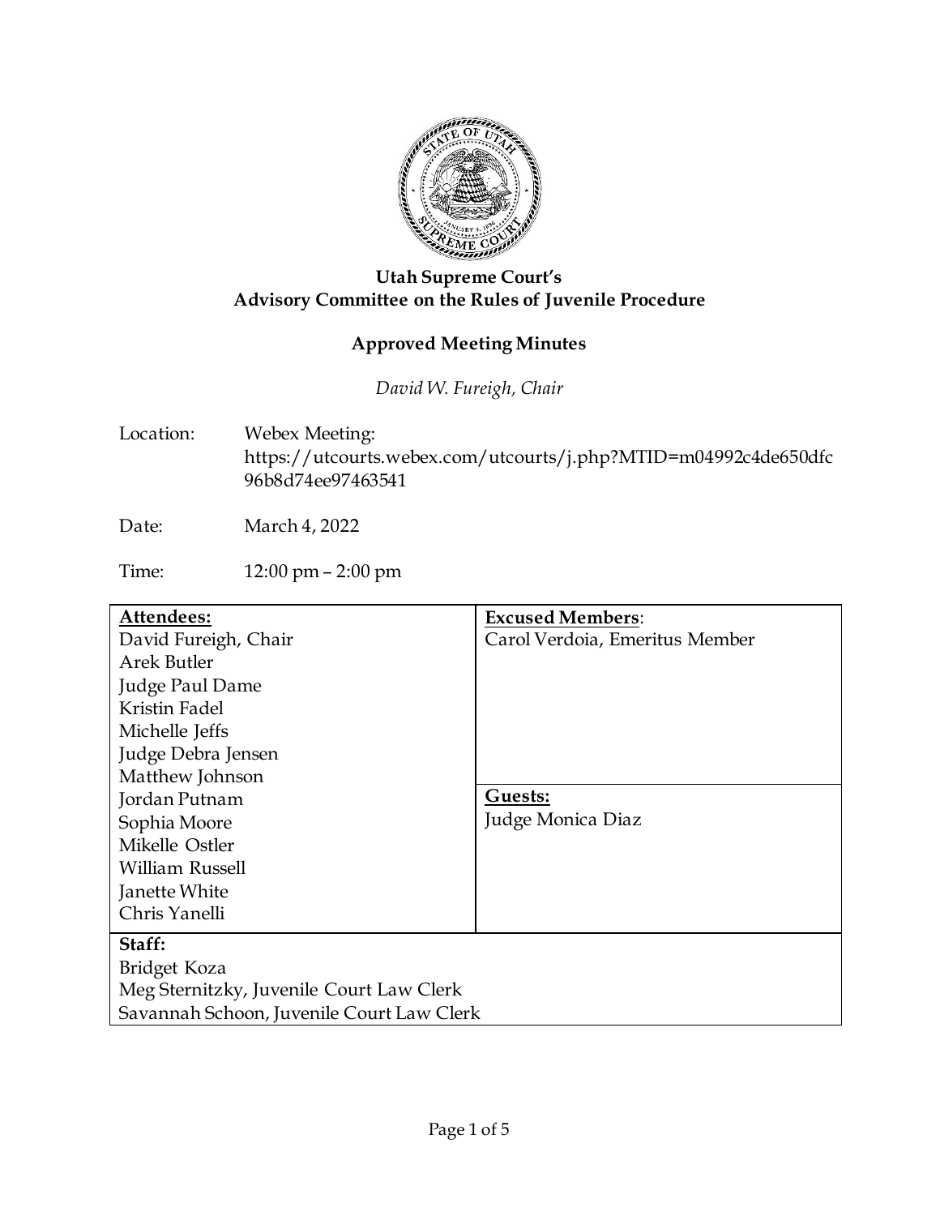**Utah Supreme Court's**
**Advisory Committee on the Rules of Juvenile Procedure**

**Approved Meeting Minutes**

*David W. Fureigh, Chair*

Location: Webex Meeting: https://utcourts.webex.com/utcourts/j.php?MTID=m04992c4de650dfc96b8d74ee97463541

Date: March 4, 2022

Time: 12:00 pm – 2:00 pm

| **Attendees:** | **Excused Members:** |
|---|---|
| David Fureigh, Chair | Carol Verdoia, Emeritus Member |
| Arek Butler | |
| Judge Paul Dame | |
| Kristin Fadel | |
| Michelle Jeffs | |
| Judge Debra Jensen | |
| Matthew Johnson | **Guests:** |
| Jordan Putnam | Judge Monica Diaz |
| Sophia Moore | |
| Mikelle Ostler | |
| William Russell | |
| Janette White | |
| Chris Yanelli | |

**Staff:**
Bridget Koza
Meg Sternitzky, Juvenile Court Law Clerk
Savannah Schoon, Juvenile Court Law Clerk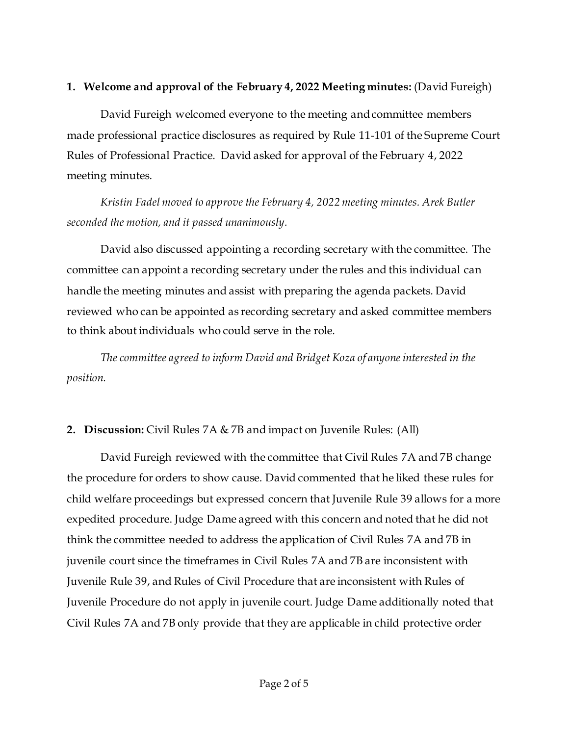**1. Welcome and approval of the February 4, 2022 Meeting minutes:** (David Fureigh)

David Fureigh welcomed everyone to the meeting and committee members made professional practice disclosures as required by Rule 11-101 of the Supreme Court Rules of Professional Practice. David asked for approval of the February 4, 2022 meeting minutes.

*Kristin Fadel moved to approve the February 4, 2022 meeting minutes. Arek Butler seconded the motion, and it passed unanimously.*

David also discussed appointing a recording secretary with the committee. The committee can appoint a recording secretary under the rules and this individual can handle the meeting minutes and assist with preparing the agenda packets. David reviewed who can be appointed as recording secretary and asked committee members to think about individuals who could serve in the role.

*The committee agreed to inform David and Bridget Koza of anyone interested in the position.*

**2. Discussion:** Civil Rules 7A & 7B and impact on Juvenile Rules: (All)

David Fureigh reviewed with the committee that Civil Rules 7A and 7B change the procedure for orders to show cause. David commented that he liked these rules for child welfare proceedings but expressed concern that Juvenile Rule 39 allows for a more expedited procedure. Judge Dame agreed with this concern and noted that he did not think the committee needed to address the application of Civil Rules 7A and 7B in juvenile court since the timeframes in Civil Rules 7A and 7B are inconsistent with Juvenile Rule 39, and Rules of Civil Procedure that are inconsistent with Rules of Juvenile Procedure do not apply in juvenile court. Judge Dame additionally noted that Civil Rules 7A and 7B only provide that they are applicable in child protective order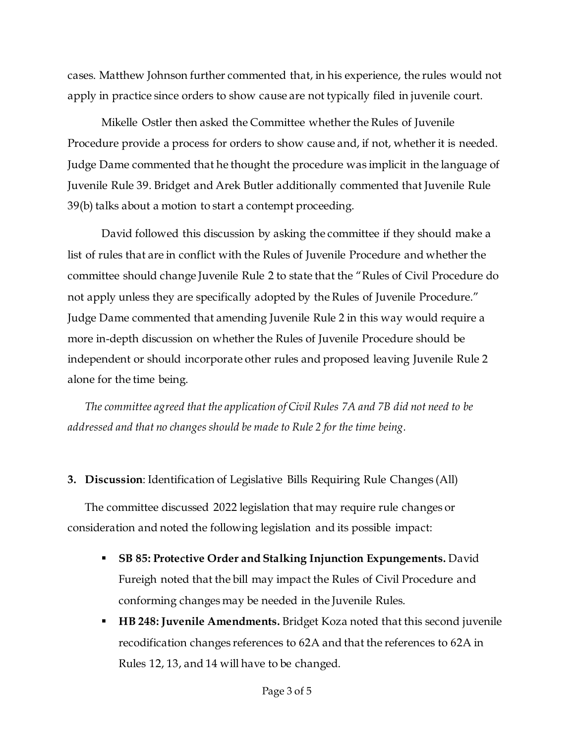cases. Matthew Johnson further commented that, in his experience, the rules would not apply in practice since orders to show cause are not typically filed in juvenile court.

Mikelle Ostler then asked the Committee whether the Rules of Juvenile Procedure provide a process for orders to show cause and, if not, whether it is needed. Judge Dame commented that he thought the procedure was implicit in the language of Juvenile Rule 39. Bridget and Arek Butler additionally commented that Juvenile Rule 39(b) talks about a motion to start a contempt proceeding.

David followed this discussion by asking the committee if they should make a list of rules that are in conflict with the Rules of Juvenile Procedure and whether the committee should change Juvenile Rule 2 to state that the "Rules of Civil Procedure do not apply unless they are specifically adopted by the Rules of Juvenile Procedure." Judge Dame commented that amending Juvenile Rule 2 in this way would require a more in-depth discussion on whether the Rules of Juvenile Procedure should be independent or should incorporate other rules and proposed leaving Juvenile Rule 2 alone for the time being.

*The committee agreed that the application of Civil Rules 7A and 7B did not need to be addressed and that no changes should be made to Rule 2 for the time being.*

3. **Discussion**: Identification of Legislative Bills Requiring Rule Changes (All)

The committee discussed 2022 legislation that may require rule changes or consideration and noted the following legislation and its possible impact:

- **SB 85: Protective Order and Stalking Injunction Expungements.** David Fureigh noted that the bill may impact the Rules of Civil Procedure and conforming changes may be needed in the Juvenile Rules.
- **HB 248: Juvenile Amendments.** Bridget Koza noted that this second juvenile recodification changes references to 62A and that the references to 62A in Rules 12, 13, and 14 will have to be changed.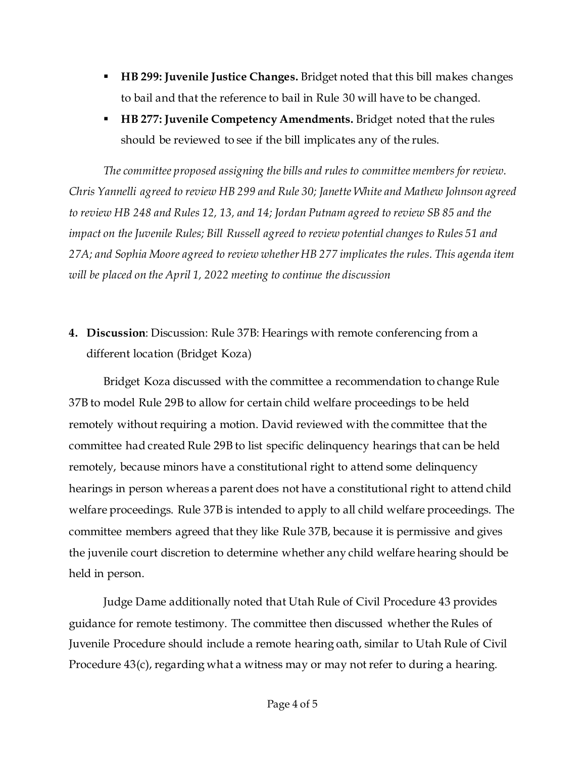- **HB 299: Juvenile Justice Changes.** Bridget noted that this bill makes changes to bail and that the reference to bail in Rule 30 will have to be changed.
- **HB 277: Juvenile Competency Amendments.** Bridget noted that the rules should be reviewed to see if the bill implicates any of the rules.

*The committee proposed assigning the bills and rules to committee members for review. Chris Yannelli agreed to review HB 299 and Rule 30; Janette White and Mathew Johnson agreed to review HB 248 and Rules 12, 13, and 14; Jordan Putnam agreed to review SB 85 and the impact on the Juvenile Rules; Bill Russell agreed to review potential changes to Rules 51 and 27A; and Sophia Moore agreed to review whether HB 277 implicates the rules. This agenda item will be placed on the April 1, 2022 meeting to continue the discussion*

4. **Discussion**: Discussion: Rule 37B: Hearings with remote conferencing from a different location (Bridget Koza)

Bridget Koza discussed with the committee a recommendation to change Rule 37B to model Rule 29B to allow for certain child welfare proceedings to be held remotely without requiring a motion. David reviewed with the committee that the committee had created Rule 29B to list specific delinquency hearings that can be held remotely, because minors have a constitutional right to attend some delinquency hearings in person whereas a parent does not have a constitutional right to attend child welfare proceedings. Rule 37B is intended to apply to all child welfare proceedings. The committee members agreed that they like Rule 37B, because it is permissive and gives the juvenile court discretion to determine whether any child welfare hearing should be held in person.

Judge Dame additionally noted that Utah Rule of Civil Procedure 43 provides guidance for remote testimony. The committee then discussed whether the Rules of Juvenile Procedure should include a remote hearing oath, similar to Utah Rule of Civil Procedure 43(c), regarding what a witness may or may not refer to during a hearing.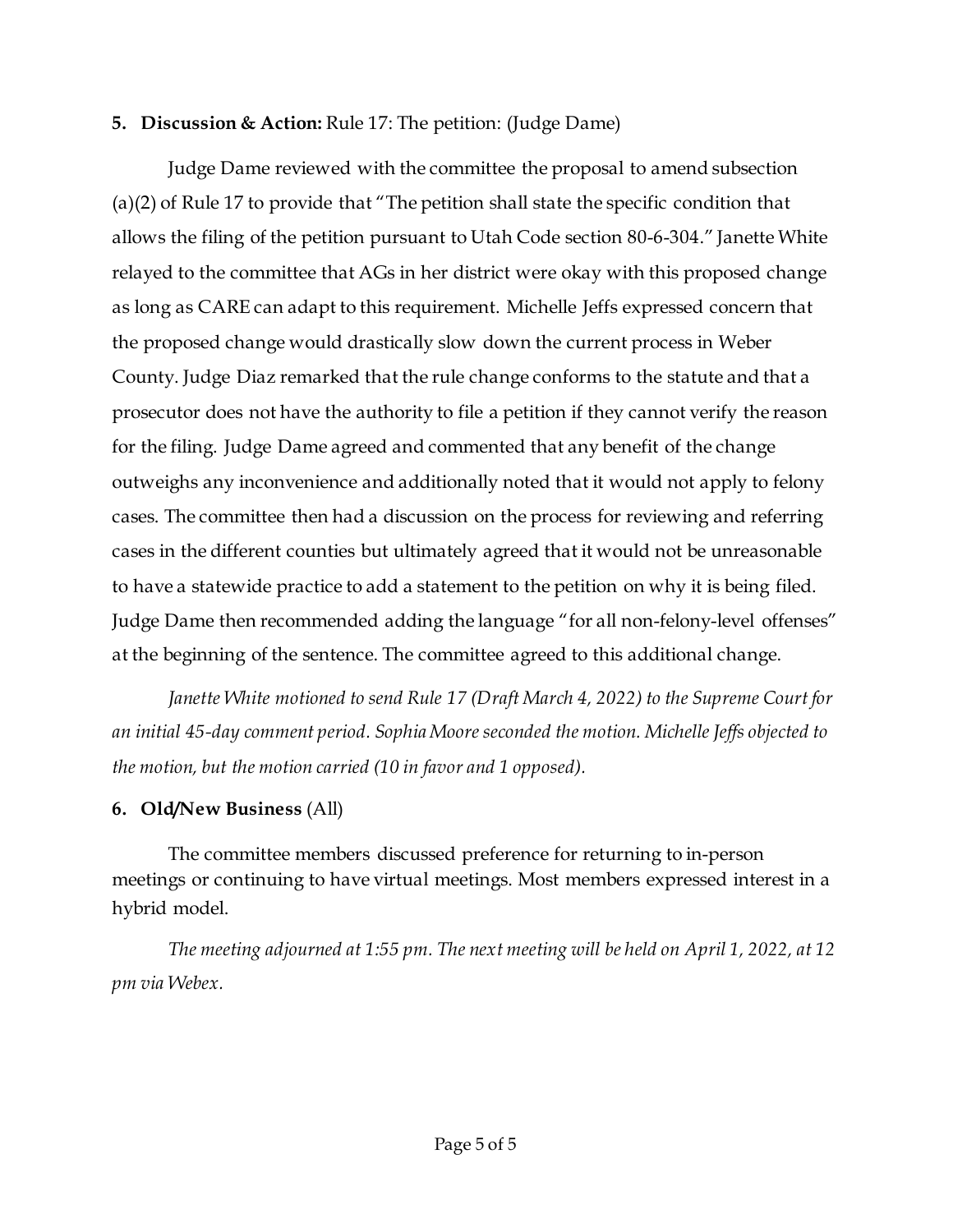**5. Discussion & Action:** Rule 17: The petition: (Judge Dame)

Judge Dame reviewed with the committee the proposal to amend subsection (a)(2) of Rule 17 to provide that "The petition shall state the specific condition that allows the filing of the petition pursuant to Utah Code section 80-6-304." Janette White relayed to the committee that AGs in her district were okay with this proposed change as long as CARE can adapt to this requirement. Michelle Jeffs expressed concern that the proposed change would drastically slow down the current process in Weber County. Judge Diaz remarked that the rule change conforms to the statute and that a prosecutor does not have the authority to file a petition if they cannot verify the reason for the filing. Judge Dame agreed and commented that any benefit of the change outweighs any inconvenience and additionally noted that it would not apply to felony cases. The committee then had a discussion on the process for reviewing and referring cases in the different counties but ultimately agreed that it would not be unreasonable to have a statewide practice to add a statement to the petition on why it is being filed. Judge Dame then recommended adding the language "for all non-felony-level offenses" at the beginning of the sentence. The committee agreed to this additional change.

*Janette White motioned to send Rule 17 (Draft March 4, 2022) to the Supreme Court for an initial 45-day comment period. Sophia Moore seconded the motion. Michelle Jeffs objected to the motion, but the motion carried (10 in favor and 1 opposed).*

**6. Old/New Business** (All)

The committee members discussed preference for returning to in-person meetings or continuing to have virtual meetings. Most members expressed interest in a hybrid model.

*The meeting adjourned at 1:55 pm. The next meeting will be held on April 1, 2022, at 12 pm via Webex.*